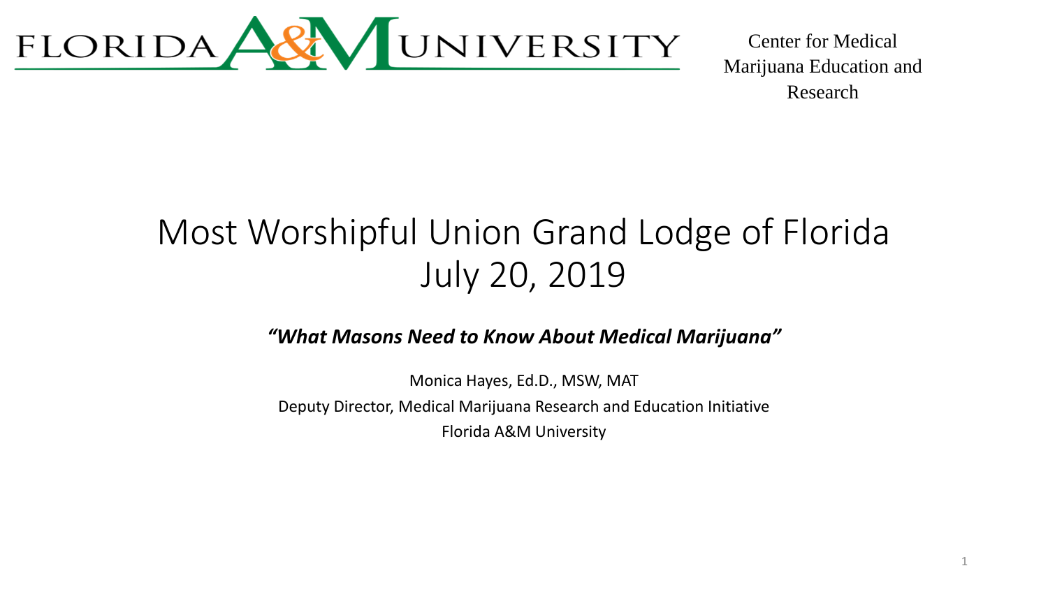FLORIDA A&M UNIVERSITY

Center for Medical Marijuana Education and Research

# Most Worshipful Union Grand Lodge of Florida
# July 20, 2019

***"What Masons Need to Know About Medical Marijuana"***

Monica Hayes, Ed.D., MSW, MAT

Deputy Director, Medical Marijuana Research and Education Initiative

Florida A&M University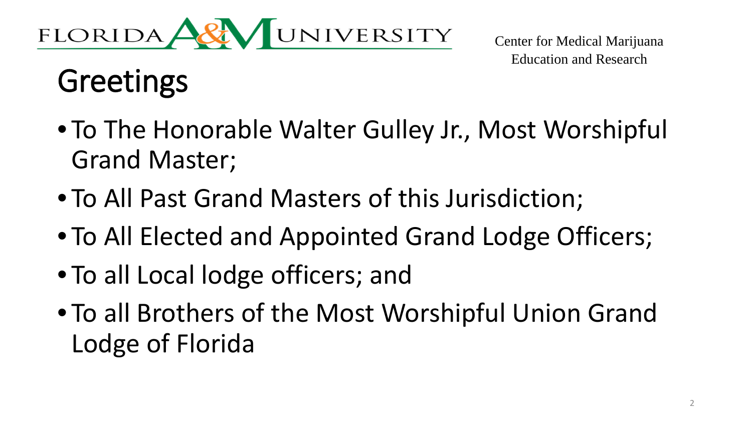FLORIDA A&M UNIVERSITY

Center for Medical Marijuana Education and Research

# Greetings

- To The Honorable Walter Gulley Jr., Most Worshipful Grand Master;
- To All Past Grand Masters of this Jurisdiction;
- To All Elected and Appointed Grand Lodge Officers;
- To all Local lodge officers; and
- To all Brothers of the Most Worshipful Union Grand Lodge of Florida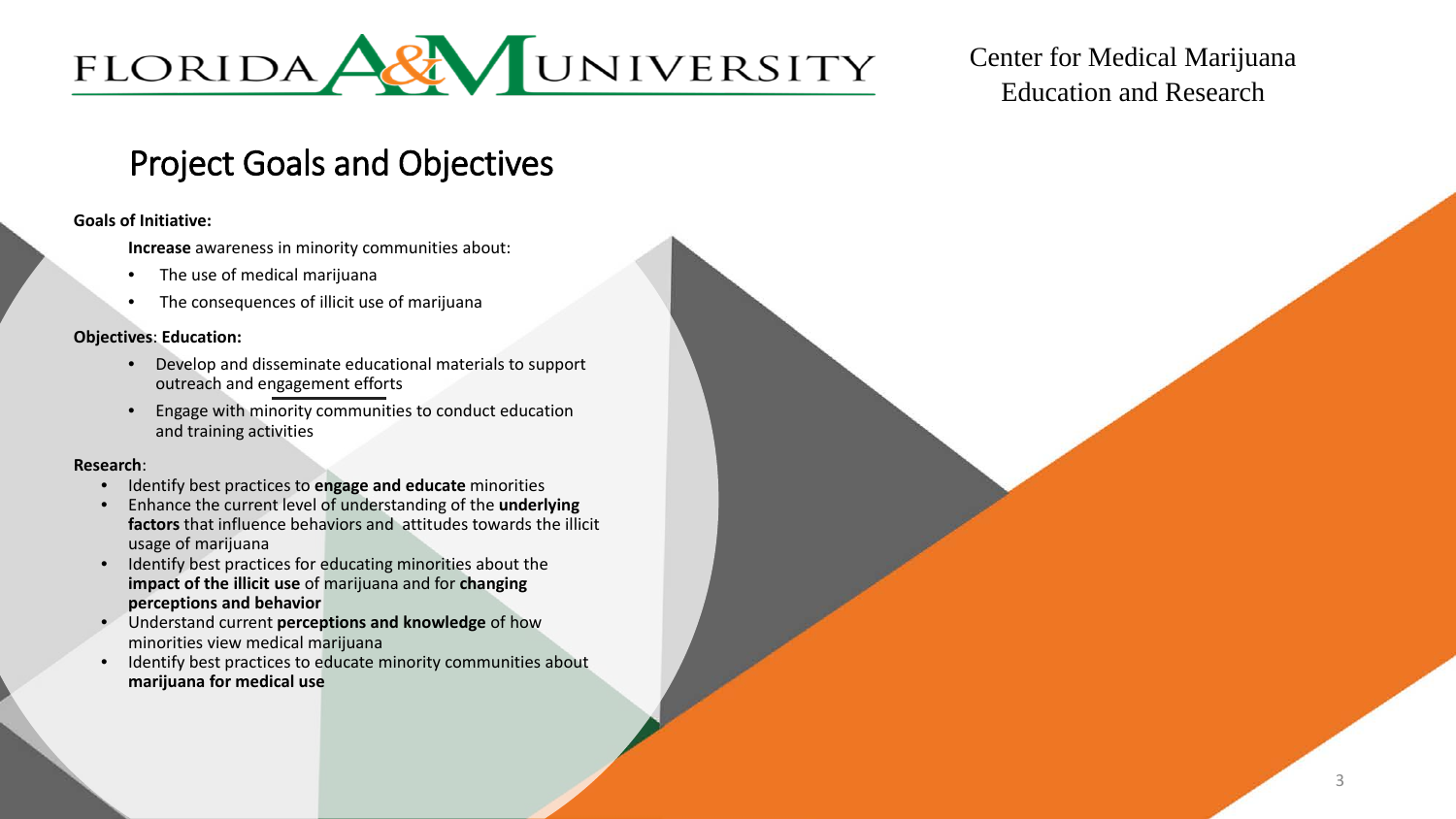FLORIDA A&M UNIVERSITY

Center for Medical Marijuana Education and Research

# Project Goals and Objectives

**Goals of Initiative:**

**Increase** awareness in minority communities about:

- The use of medical marijuana
- The consequences of illicit use of marijuana

**Objectives**: **Education:**

- Develop and disseminate educational materials to support outreach and engagement efforts
- Engage with minority communities to conduct education and training activities

**Research**:

- Identify best practices to **engage and educate** minorities
- Enhance the current level of understanding of the **underlying factors** that influence behaviors and attitudes towards the illicit usage of marijuana
- Identify best practices for educating minorities about the **impact of the illicit use** of marijuana and for **changing perceptions and behavior**
- Understand current **perceptions and knowledge** of how minorities view medical marijuana
- Identify best practices to educate minority communities about **marijuana for medical use**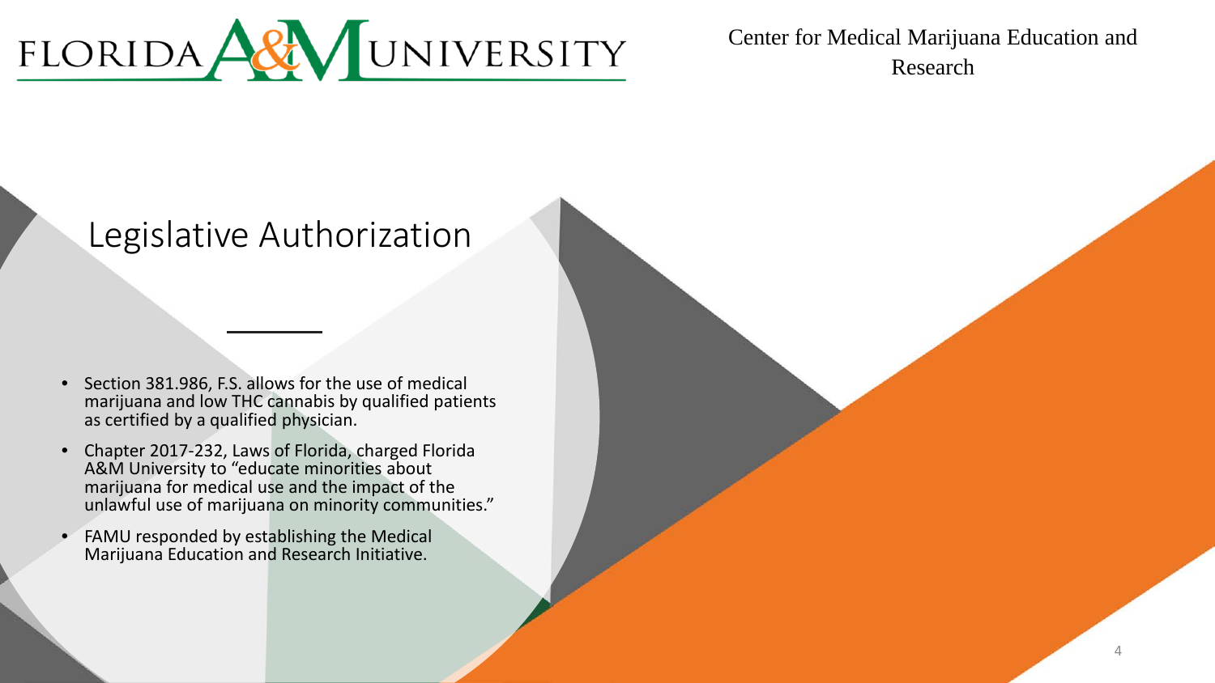# Legislative Authorization

- Section 381.986, F.S. allows for the use of medical marijuana and low THC cannabis by qualified patients as certified by a qualified physician.
- Chapter 2017-232, Laws of Florida, charged Florida A&M University to "educate minorities about marijuana for medical use and the impact of the unlawful use of marijuana on minority communities."
- FAMU responded by establishing the Medical Marijuana Education and Research Initiative.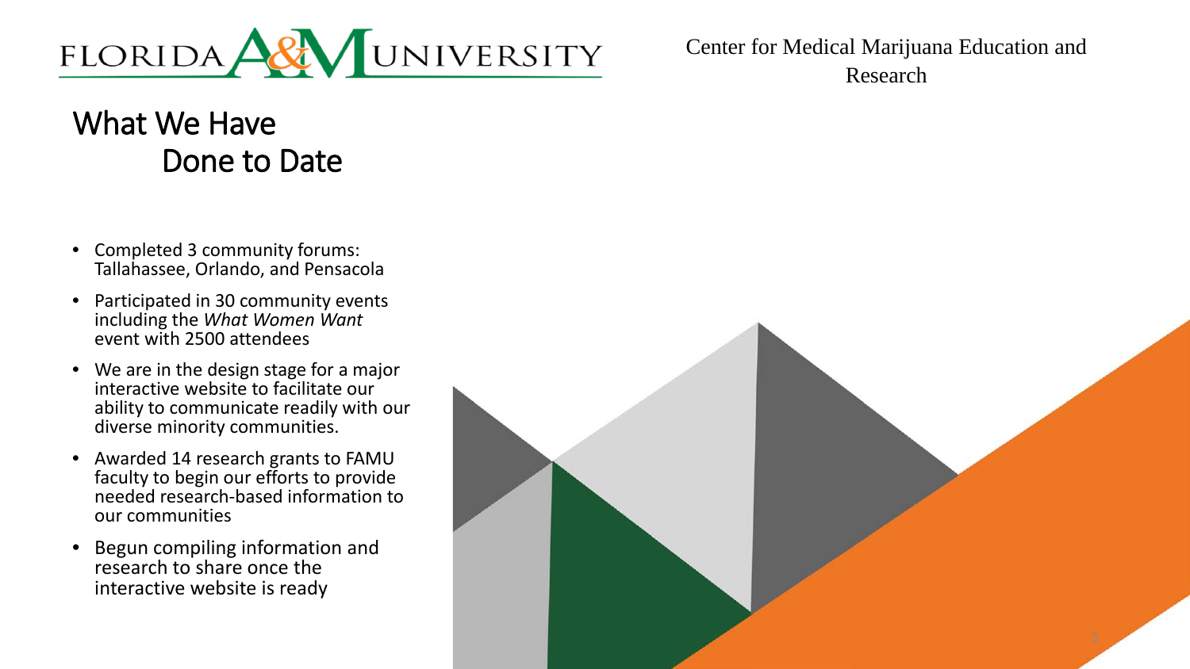Center for Medical Marijuana Education and Research

# What We Have Done to Date

- Completed 3 community forums: Tallahassee, Orlando, and Pensacola
- Participated in 30 community events including the *What Women Want* event with 2500 attendees
- We are in the design stage for a major interactive website to facilitate our ability to communicate readily with our diverse minority communities.
- Awarded 14 research grants to FAMU faculty to begin our efforts to provide needed research-based information to our communities
- Begun compiling information and research to share once the interactive website is ready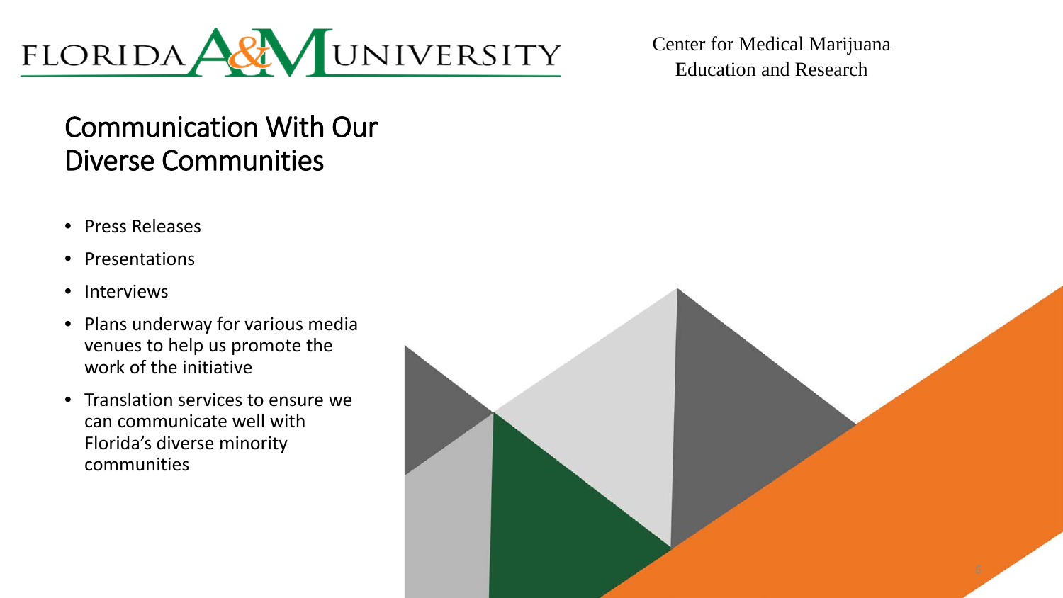FLORIDA A&M UNIVERSITY

Center for Medical Marijuana Education and Research

# Communication With Our Diverse Communities

- Press Releases
- Presentations
- Interviews
- Plans underway for various media venues to help us promote the work of the initiative
- Translation services to ensure we can communicate well with Florida's diverse minority communities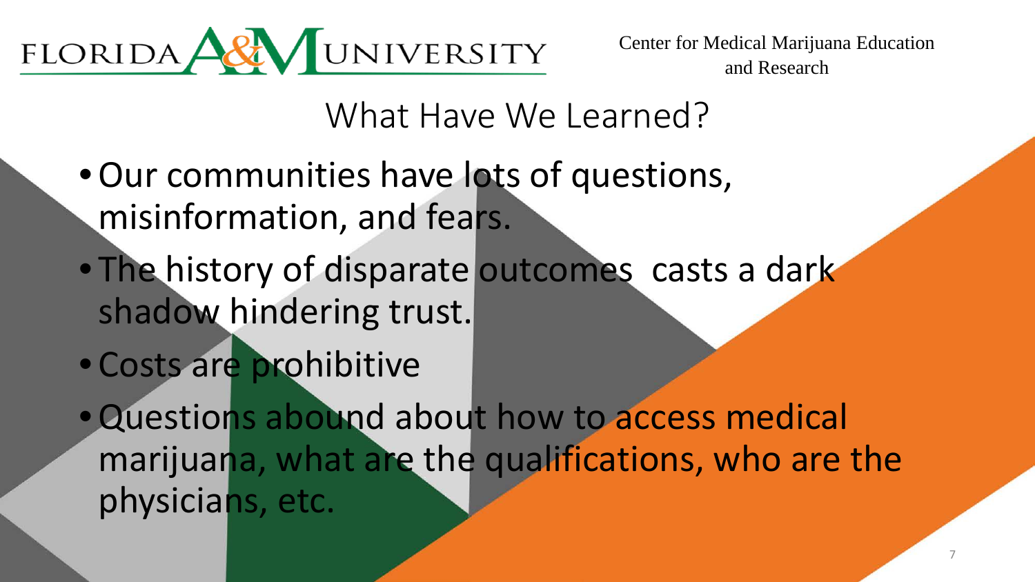FLORIDA A&M UNIVERSITY

Center for Medical Marijuana Education and Research

# What Have We Learned?

- Our communities have lots of questions, misinformation, and fears.
- The history of disparate outcomes casts a dark shadow hindering trust.
- Costs are prohibitive
- Questions abound about how to access medical marijuana, what are the qualifications, who are the physicians, etc.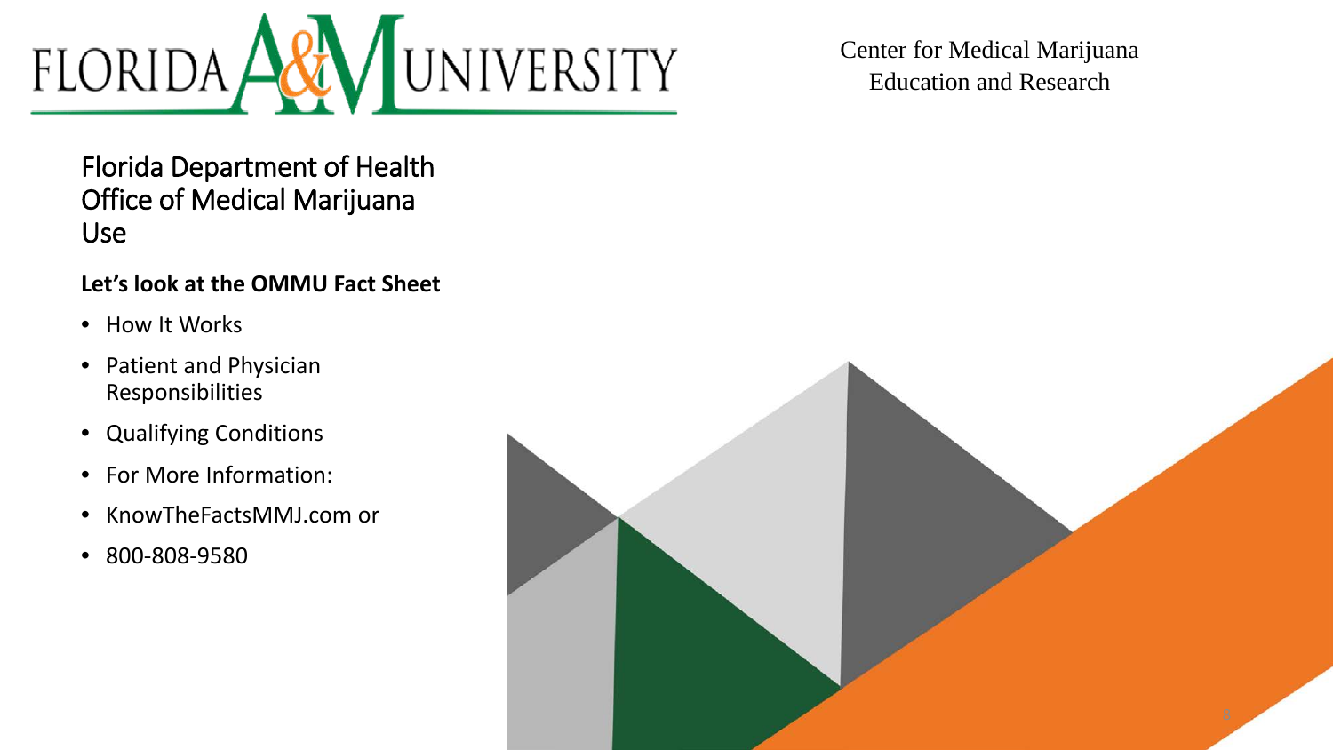FLORIDA A&M UNIVERSITY

Center for Medical Marijuana Education and Research

# Florida Department of Health Office of Medical Marijuana Use

**Let's look at the OMMU Fact Sheet**

- How It Works
- Patient and Physician Responsibilities
- Qualifying Conditions
- For More Information:
- KnowTheFactsMMJ.com or
- 800-808-9580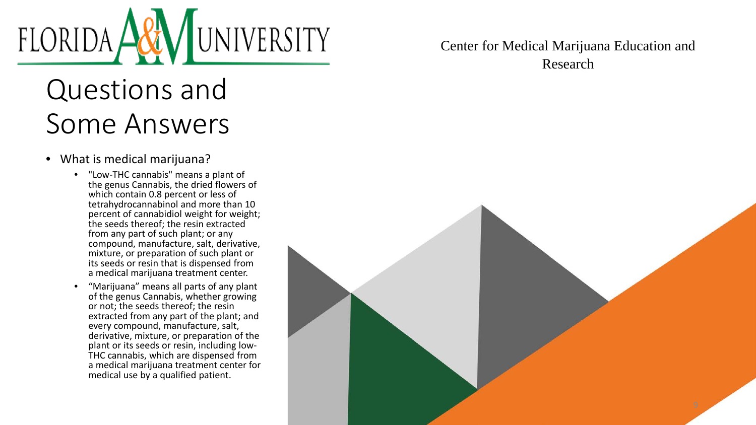FLORIDA A&M UNIVERSITY

Center for Medical Marijuana Education and Research

# Questions and Some Answers

- What is medical marijuana?
  - "Low-THC cannabis" means a plant of the genus Cannabis, the dried flowers of which contain 0.8 percent or less of tetrahydrocannabinol and more than 10 percent of cannabidiol weight for weight; the seeds thereof; the resin extracted from any part of such plant; or any compound, manufacture, salt, derivative, mixture, or preparation of such plant or its seeds or resin that is dispensed from a medical marijuana treatment center.
  - “Marijuana” means all parts of any plant of the genus Cannabis, whether growing or not; the seeds thereof; the resin extracted from any part of the plant; and every compound, manufacture, salt, derivative, mixture, or preparation of the plant or its seeds or resin, including low-THC cannabis, which are dispensed from a medical marijuana treatment center for medical use by a qualified patient.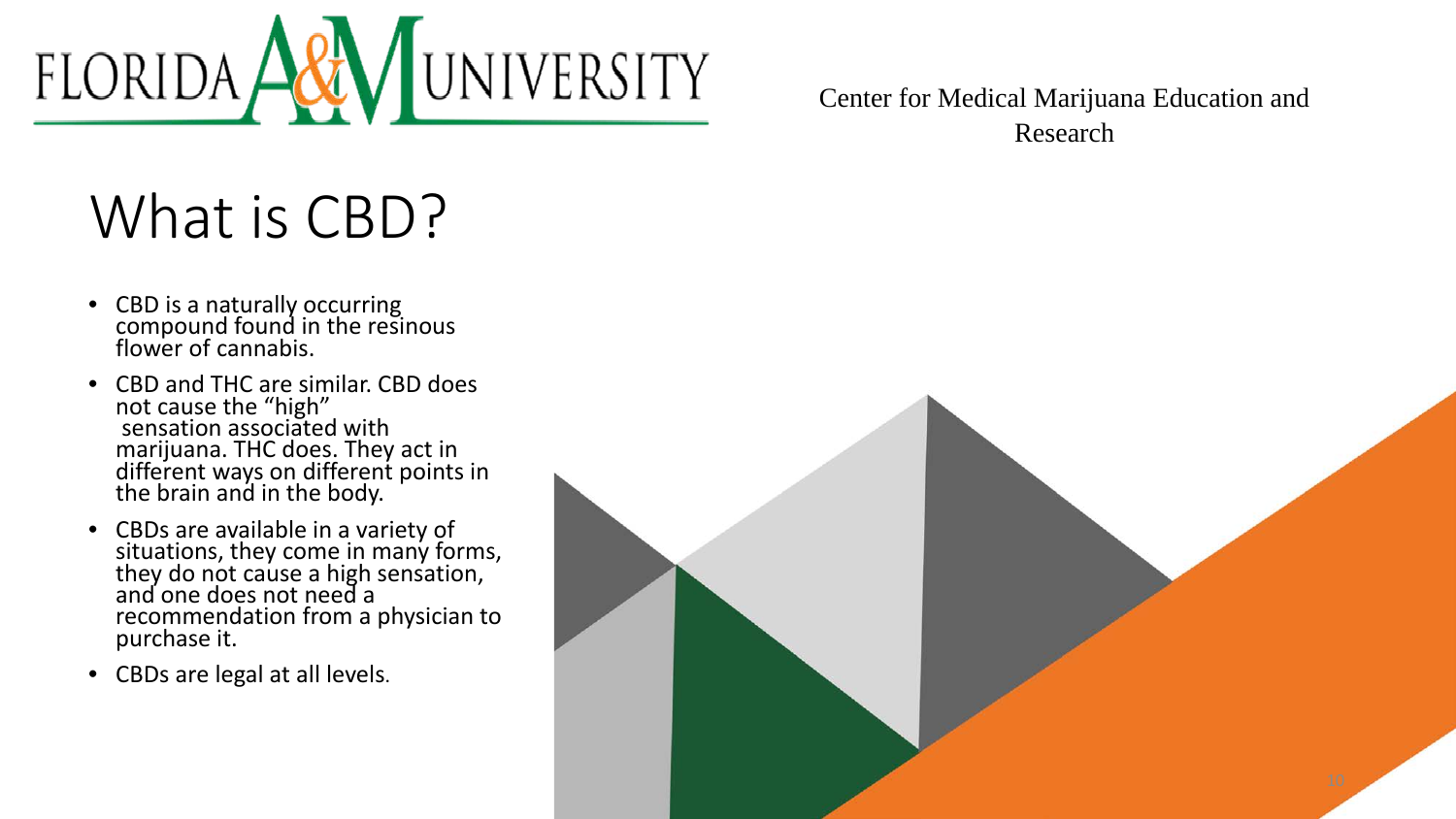FLORIDA A&M UNIVERSITY

Center for Medical Marijuana Education and Research

# What is CBD?

- CBD is a naturally occurring compound found in the resinous flower of cannabis.
- CBD and THC are similar. CBD does not cause the "high" sensation associated with marijuana. THC does. They act in different ways on different points in the brain and in the body.
- CBDs are available in a variety of situations, they come in many forms, they do not cause a high sensation, and one does not need a recommendation from a physician to purchase it.
- CBDs are legal at all levels.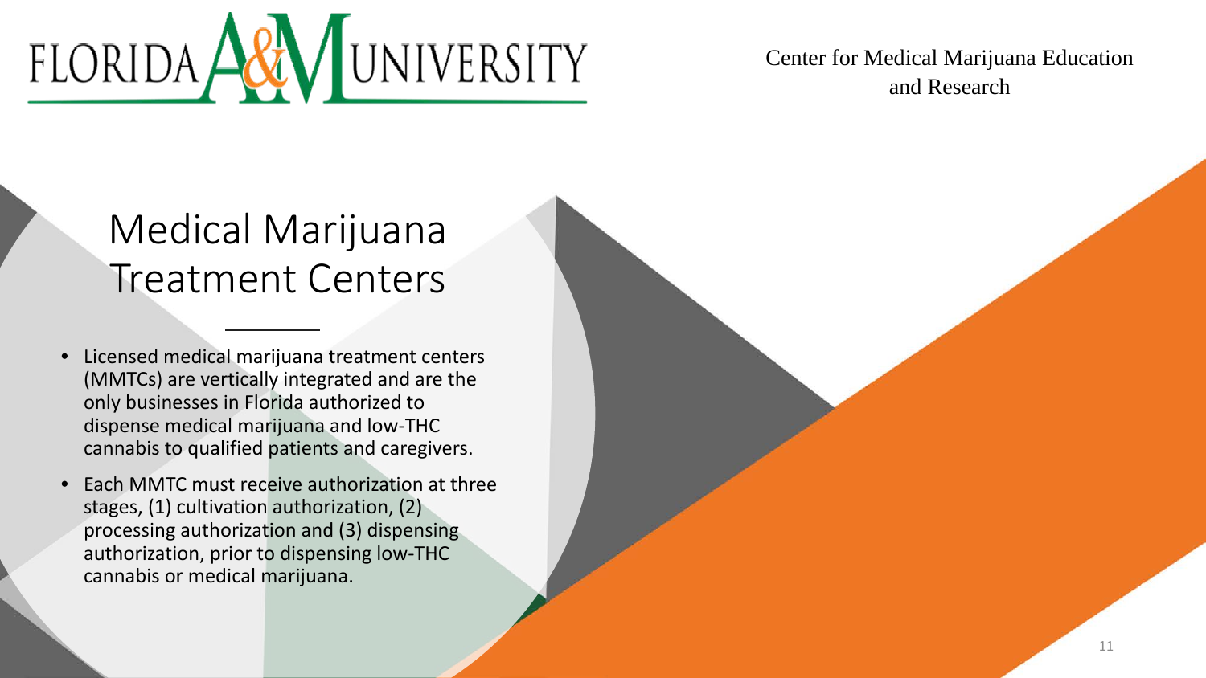FLORIDA A&M UNIVERSITY

Center for Medical Marijuana Education and Research

# Medical Marijuana Treatment Centers

- Licensed medical marijuana treatment centers (MMTCs) are vertically integrated and are the only businesses in Florida authorized to dispense medical marijuana and low-THC cannabis to qualified patients and caregivers.
- Each MMTC must receive authorization at three stages, (1) cultivation authorization, (2) processing authorization and (3) dispensing authorization, prior to dispensing low-THC cannabis or medical marijuana.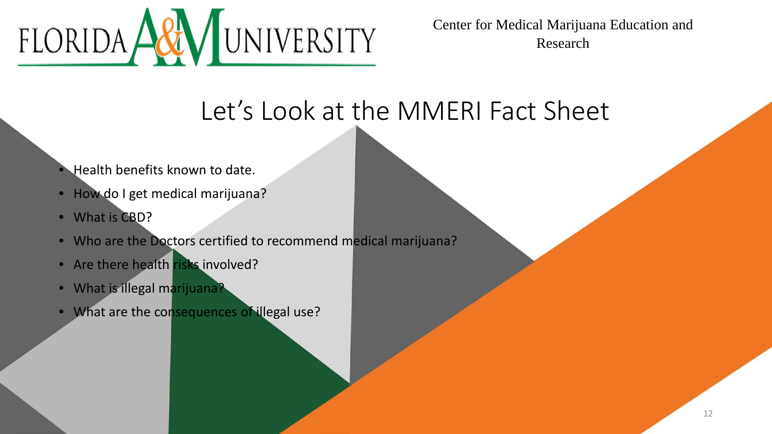FLORIDA A&M UNIVERSITY

Center for Medical Marijuana Education and Research

# Let’s Look at the MMERI Fact Sheet

- Health benefits known to date.
- How do I get medical marijuana?
- What is CBD?
- Who are the Doctors certified to recommend medical marijuana?
- Are there health risks involved?
- What is illegal marijuana?
- What are the consequences of illegal use?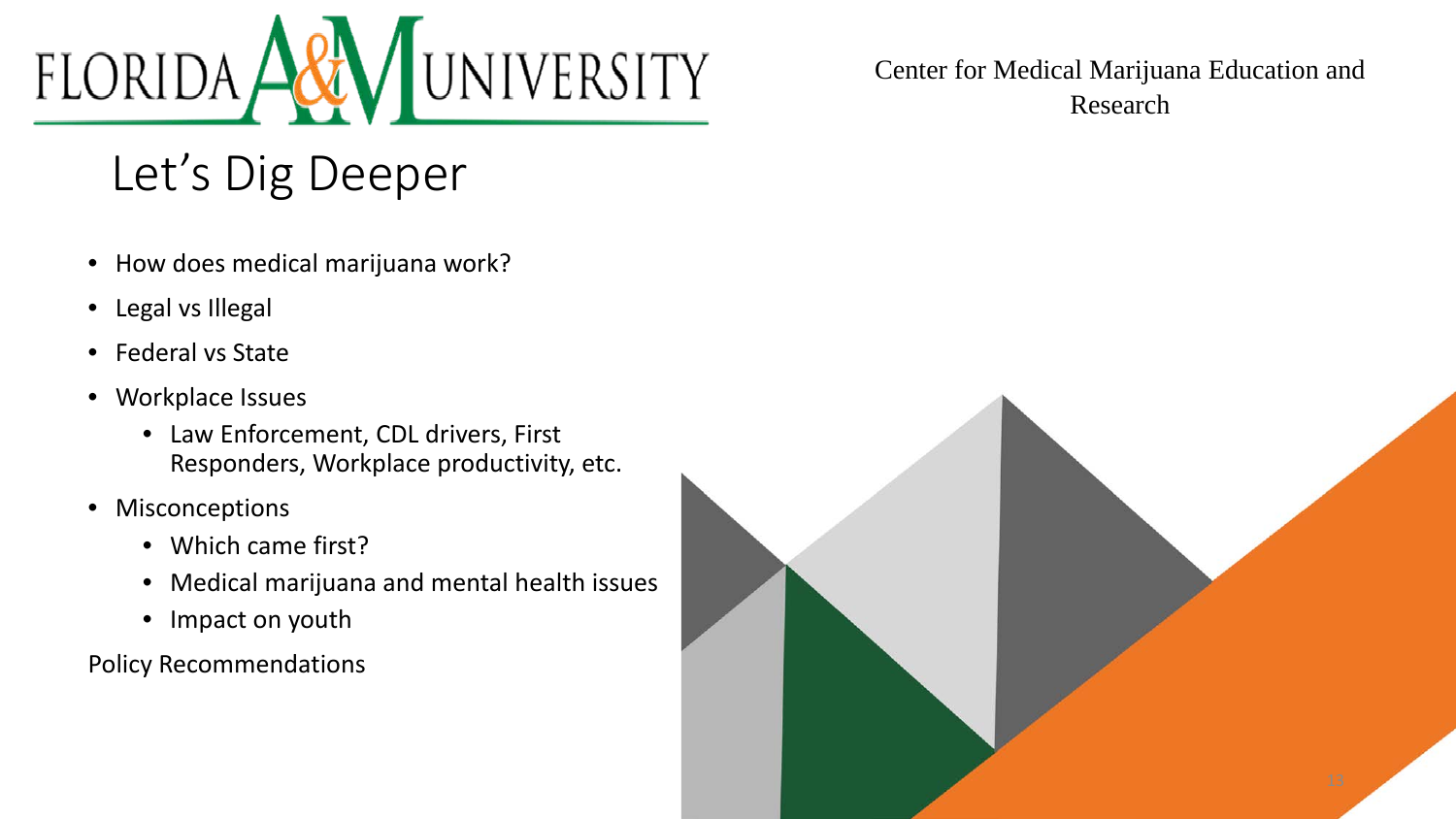Center for Medical Marijuana Education and Research

# Let's Dig Deeper

- How does medical marijuana work?
- Legal vs Illegal
- Federal vs State
- Workplace Issues
  - Law Enforcement, CDL drivers, First Responders, Workplace productivity, etc.
- Misconceptions
  - Which came first?
  - Medical marijuana and mental health issues
  - Impact on youth

Policy Recommendations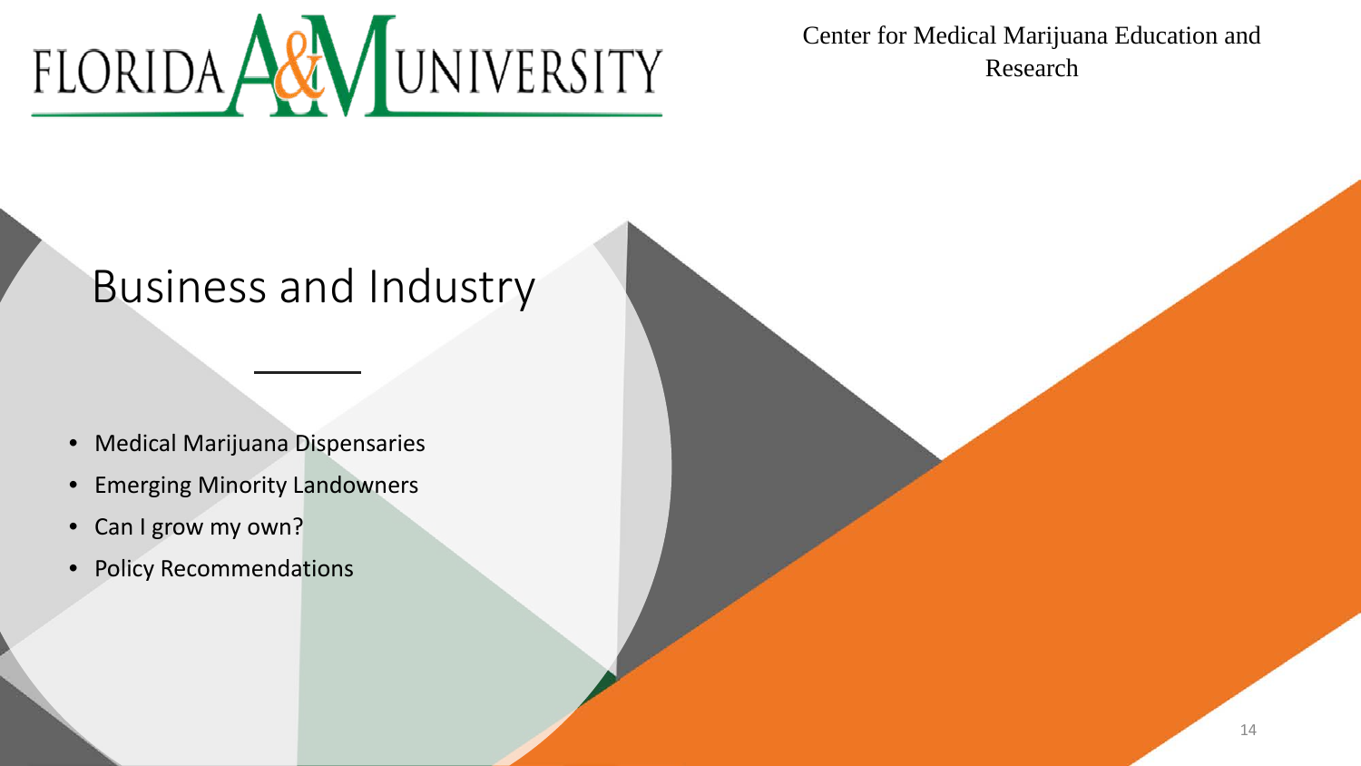# Business and Industry

- Medical Marijuana Dispensaries
- Emerging Minority Landowners
- Can I grow my own?
- Policy Recommendations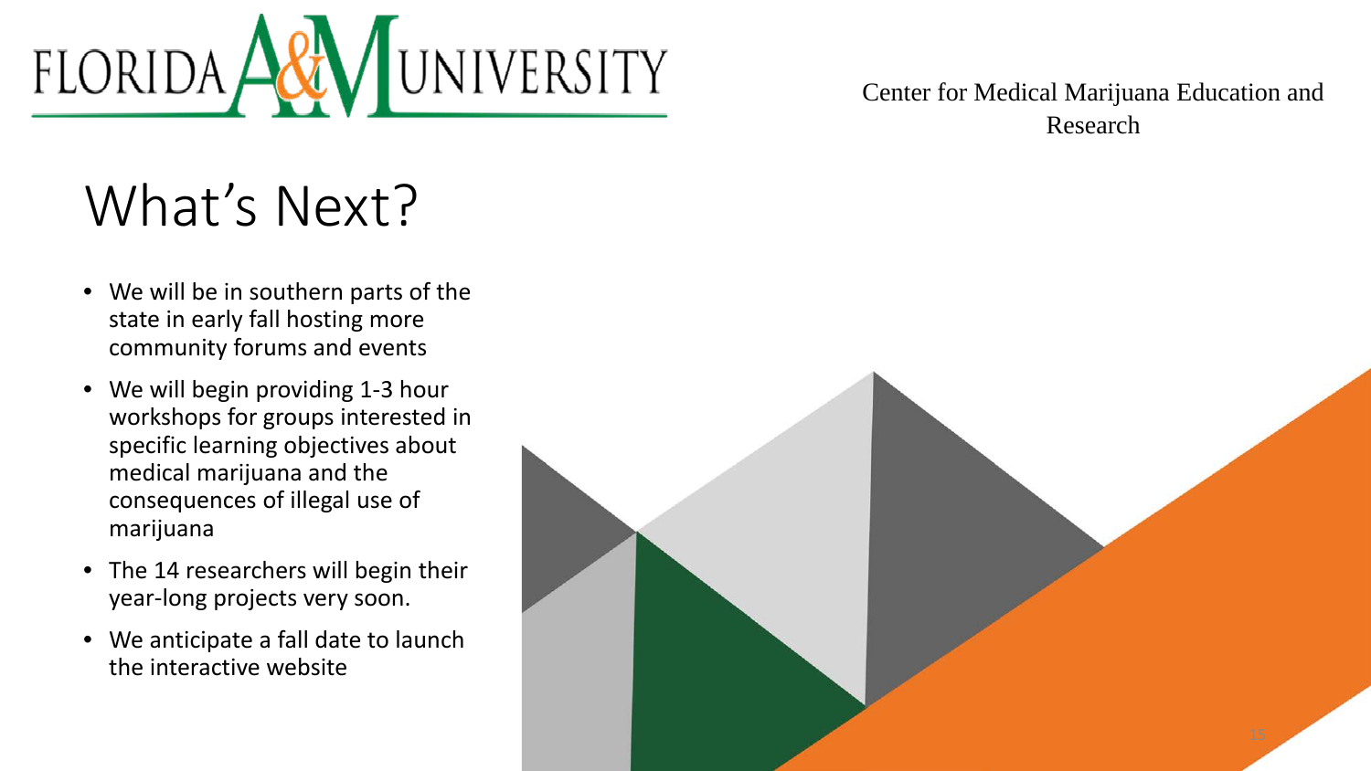Center for Medical Marijuana Education and Research

# What's Next?

- We will be in southern parts of the state in early fall hosting more community forums and events
- We will begin providing 1-3 hour workshops for groups interested in specific learning objectives about medical marijuana and the consequences of illegal use of marijuana
- The 14 researchers will begin their year-long projects very soon.
- We anticipate a fall date to launch the interactive website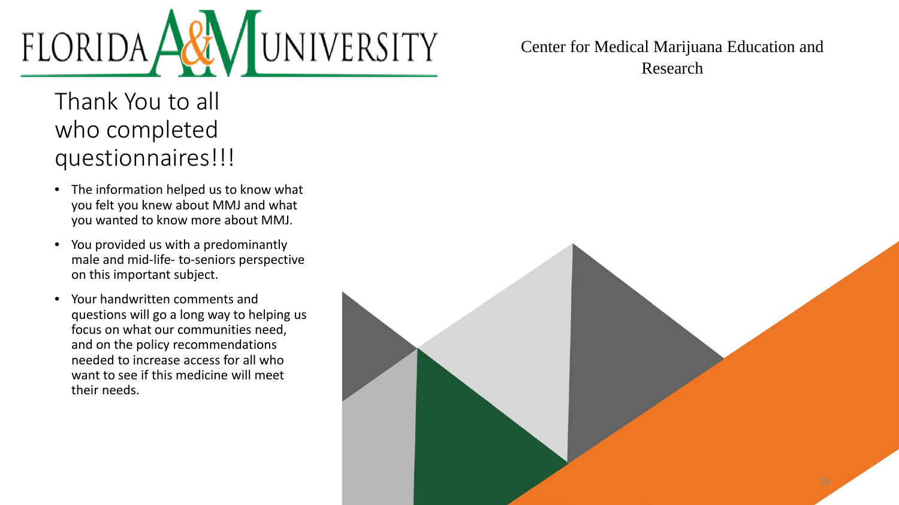FLORIDA A&M UNIVERSITY

Center for Medical Marijuana Education and Research

# Thank You to all who completed questionnaires!!!

- The information helped us to know what you felt you knew about MMJ and what you wanted to know more about MMJ.
- You provided us with a predominantly male and mid-life- to-seniors perspective on this important subject.
- Your handwritten comments and questions will go a long way to helping us focus on what our communities need, and on the policy recommendations needed to increase access for all who want to see if this medicine will meet their needs.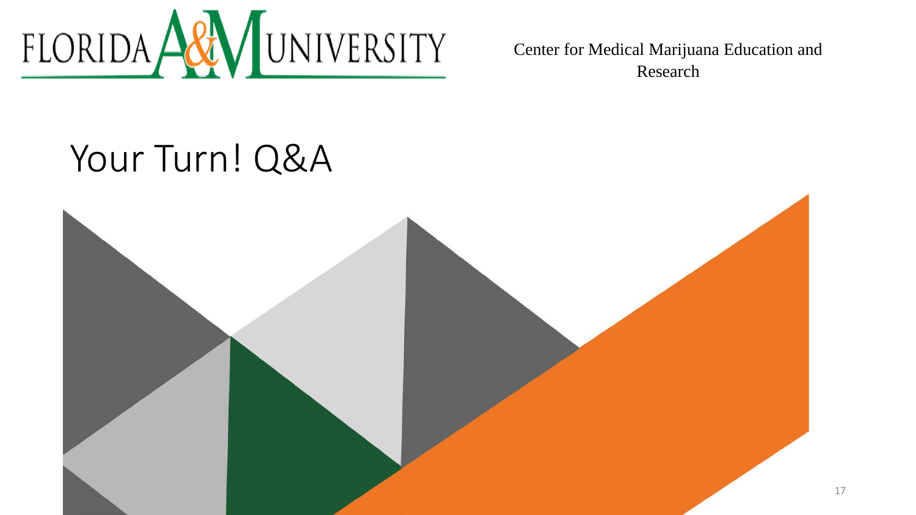FLORIDA A&M UNIVERSITY

Center for Medical Marijuana Education and Research

# Your Turn! Q&A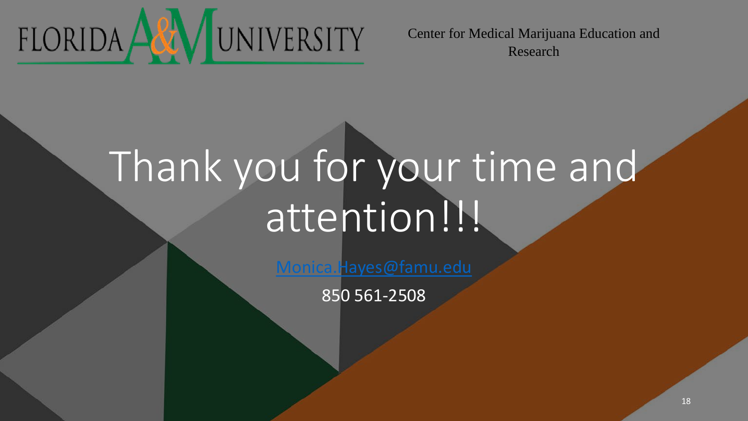FLORIDA A&M UNIVERSITY

Center for Medical Marijuana Education and Research

# Thank you for your time and attention!!!

[Monica.Hayes@famu.edu](mailto:Monica.Hayes@famu.edu)

850 561-2508